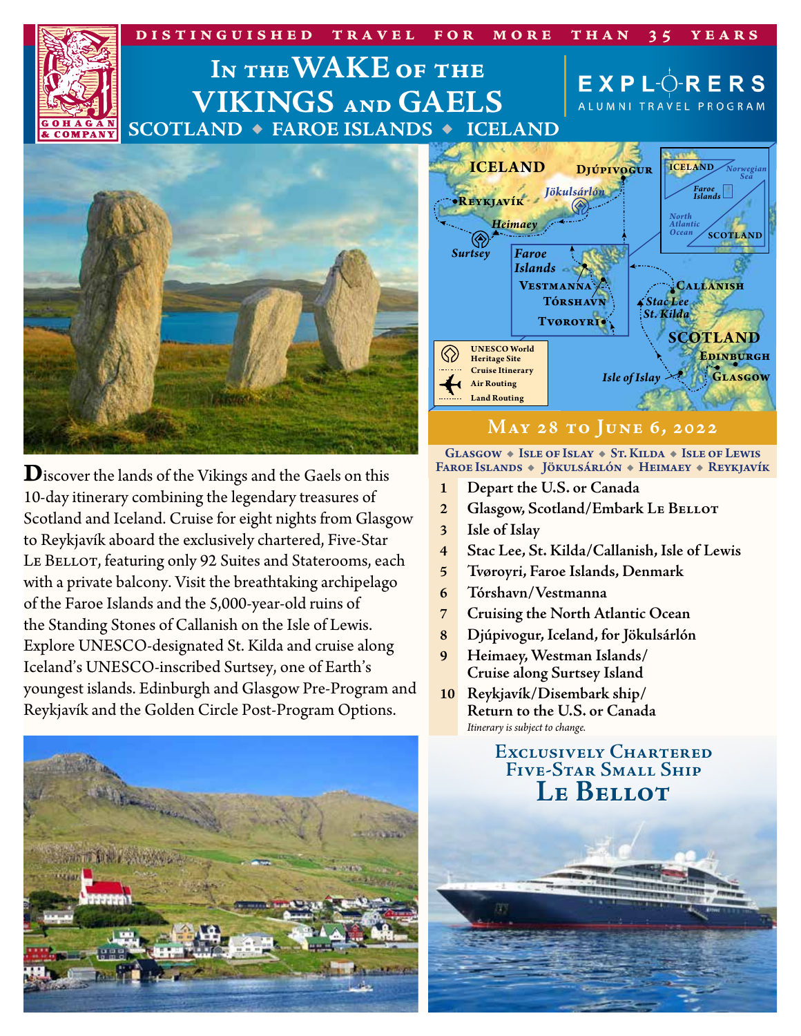DISTINGUISHED TRAVEL FOR MORE THAN 35 YEARS

GOHAGAN & COMPANY

# In the WAKE of the VIKINGS and GAELS

## SCOTLAND ◆ FAROE ISLANDS ◆ ICELAND

EXPLORERS ALUMNI TRAVEL PROGRAM

**D**iscover the lands of the Vikings and the Gaels on this 10-day itinerary combining the legendary treasures of Scotland and Iceland. Cruise for eight nights from Glasgow to Reykjavík aboard the exclusively chartered, Five-Star Le Bellot, featuring only 92 Suites and Staterooms, each with a private balcony. Visit the breathtaking archipelago of the Faroe Islands and the 5,000-year-old ruins of the Standing Stones of Callanish on the Isle of Lewis. Explore UNESCO-designated St. Kilda and cruise along Iceland's UNESCO-inscribed Surtsey, one of Earth's youngest islands. Edinburgh and Glasgow Pre-Program and Reykjavík and the Golden Circle Post-Program Options.

ICELAND
Djúpivogur
Jökulsárlón
Reykjavík
Heimaey
Surtsey
Faroe Islands
Vestmanna
Tórshavn
Tvøroyri
Callanish
Stac Lee
St. Kilda
SCOTLAND
Edinburgh
Isle of Islay
Glasgow
ICELAND
Norwegian Sea
Faroe Islands
North Atlantic Ocean
SCOTLAND
UNESCO World Heritage Site
Cruise Itinerary
Air Routing
Land Routing

## May 28 to June 6, 2022

**Glasgow ◆ Isle of Islay ◆ St. Kilda ◆ Isle of Lewis
Faroe Islands ◆ Jökulsárlón ◆ Heimaey ◆ Reykjavík**

1. Depart the U.S. or Canada
2. Glasgow, Scotland/Embark Le Bellot
3. Isle of Islay
4. Stac Lee, St. Kilda/Callanish, Isle of Lewis
5. Tvøroyri, Faroe Islands, Denmark
6. Tórshavn/Vestmanna
7. Cruising the North Atlantic Ocean
8. Djúpivogur, Iceland, for Jökulsárlón
9. Heimaey, Westman Islands/
   Cruise along Surtsey Island
10. Reykjavík/Disembark ship/
    Return to the U.S. or Canada

*Itinerary is subject to change.*

### Exclusively Chartered Five-Star Small Ship
## Le Bellot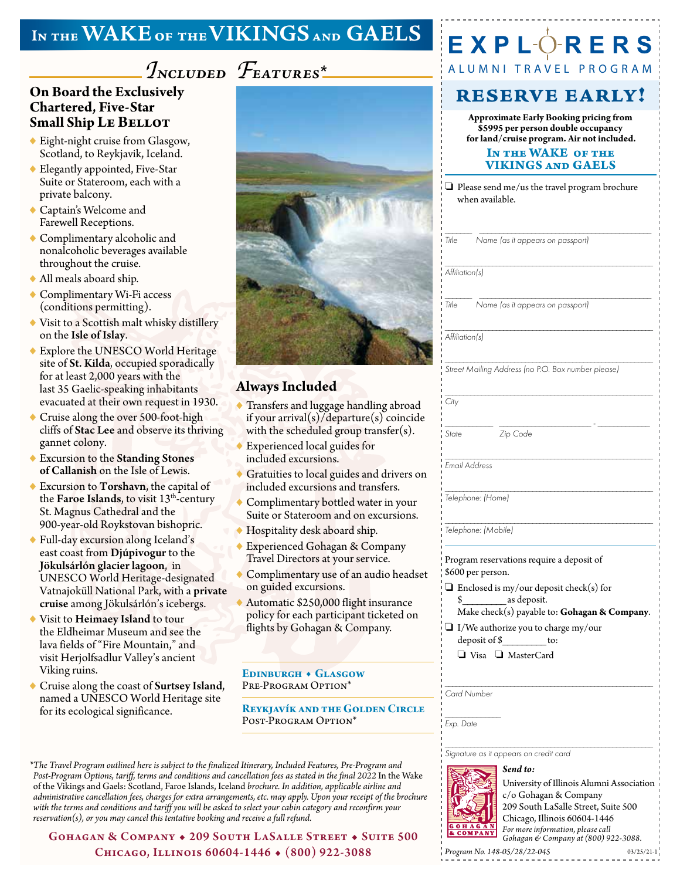# In the WAKE of the VIKINGS and GAELS

## Included Features*

### On Board the Exclusively Chartered, Five-Star Small Ship Le Bellot

- Eight-night cruise from Glasgow, Scotland, to Reykjavik, Iceland.
- Elegantly appointed, Five-Star Suite or Stateroom, each with a private balcony.
- Captain's Welcome and Farewell Receptions.
- Complimentary alcoholic and nonalcoholic beverages available throughout the cruise.
- All meals aboard ship.
- Complimentary Wi-Fi access (conditions permitting).
- Visit to a Scottish malt whisky distillery on the **Isle of Islay**.
- Explore the UNESCO World Heritage site of **St. Kilda**, occupied sporadically for at least 2,000 years with the last 35 Gaelic-speaking inhabitants evacuated at their own request in 1930.
- Cruise along the over 500-foot-high cliffs of **Stac Lee** and observe its thriving gannet colony.
- Excursion to the **Standing Stones of Callanish** on the Isle of Lewis.
- Excursion to **Torshavn**, the capital of the **Faroe Islands**, to visit 13th-century St. Magnus Cathedral and the 900-year-old Roykstovan bishopric.
- Full-day excursion along Iceland's east coast from **Djúpivogur** to the **Jökulsárlón glacier lagoon**, in UNESCO World Heritage-designated Vatnajokull National Park, with a **private cruise** among Jökulsárlón's icebergs.
- Visit to **Heimaey Island** to tour the Eldheimar Museum and see the lava fields of "Fire Mountain," and visit Herjolfsadlur Valley's ancient Viking ruins.
- Cruise along the coast of **Surtsey Island**, named a UNESCO World Heritage site for its ecological significance.

### Always Included

- Transfers and luggage handling abroad if your arrival(s)/departure(s) coincide with the scheduled group transfer(s).
- Experienced local guides for included excursions.
- Gratuities to local guides and drivers on included excursions and transfers.
- Complimentary bottled water in your Suite or Stateroom and on excursions.
- Hospitality desk aboard ship.
- Experienced Gohagan & Company Travel Directors at your service.
- Complimentary use of an audio headset on guided excursions.
- Automatic $250,000 flight insurance policy for each participant ticketed on flights by Gohagan & Company.

**Edinburgh ♦ Glasgow**
Pre-Program Option*

**Reykjavík and the Golden Circle**
Post-Program Option*

*The Travel Program outlined here is subject to the finalized Itinerary, Included Features, Pre-Program and Post-Program Options, tariff, terms and conditions and cancellation fees as stated in the final 2022 In the Wake of the Vikings and Gaels: Scotland, Faroe Islands, Iceland brochure. In addition, applicable airline and administrative cancellation fees, charges for extra arrangements, etc. may apply. Upon your receipt of the brochure with the terms and conditions and tariff you will be asked to select your cabin category and reconfirm your reservation(s), or you may cancel this tentative booking and receive a full refund.*

**Gohagan & Company ♦ 209 South LaSalle Street ♦ Suite 500**
**Chicago, Illinois 60604-1446 ♦ (800) 922-3088**

---

# EXPLORERS
ALUMNI TRAVEL PROGRAM

## RESERVE EARLY!

**Approximate Early Booking pricing from $5995 per person double occupancy for land/cruise program. Air not included.**

**In the WAKE of the VIKINGS and GAELS**

❑ Please send me/us the travel program brochure when available.

______ ________________________________
Title Name (as it appears on passport)

________________________________________
Affiliation(s)

______ ________________________________
Title Name (as it appears on passport)

________________________________________
Affiliation(s)

________________________________________
Street Mailing Address (no P.O. Box number please)

________________________________________
City

__________ ________________ - __________
State Zip Code

________________________________________
Email Address

________________________________________
Telephone: (Home)

________________________________________
Telephone: (Mobile)

Program reservations require a deposit of $600 per person.

❑ Enclosed is my/our deposit check(s) for $_________ as deposit.
Make check(s) payable to: **Gohagan & Company**.

❑ I/We authorize you to charge my/our deposit of $_________ to:

❑ Visa ❑ MasterCard

________________________________________
Card Number

____________
Exp. Date

________________________________________
Signature as it appears on credit card

***Send to:***
University of Illinois Alumni Association
c/o Gohagan & Company
209 South LaSalle Street, Suite 500
Chicago, Illinois 60604-1446
*For more information, please call Gohagan & Company at (800) 922-3088.*

GOHAGAN & COMPANY

*Program No. 148-05/28/22-045* 03/25/21-1